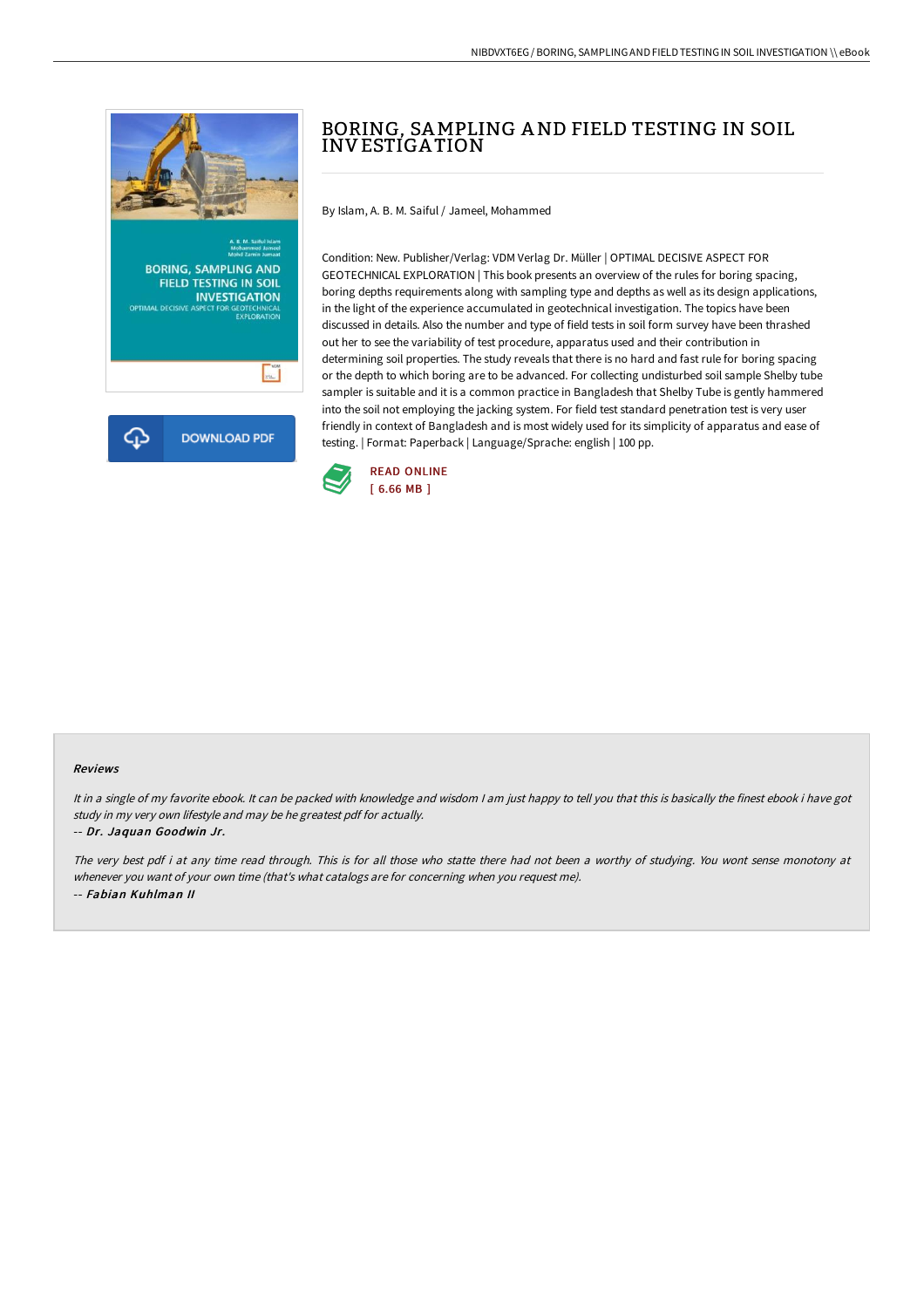# BORING, SAMPLING AND FIELD TESTING IN SOIL INVESTIGATION

By Islam, A. B. M. Saiful / Jameel, Mohammed

Condition: New. Publisher/Verlag: VDM Verlag Dr. Müller | OPTIMAL DECISIVE ASPECT FOR GEOTECHNICAL EXPLORATION | This book presents an overview of the rules for boring spacing, boring depths requirements along with sampling type and depths as well as its design applications, in the light of the experience accumulated in geotechnical investigation. The topics have been discussed in details. Also the number and type of field tests in soil form survey have been thrashed out her to see the variability of test procedure, apparatus used and their contribution in determining soil properties. The study reveals that there is no hard and fast rule for boring spacing or the depth to which boring are to be advanced. For collecting undisturbed soil sample Shelby tube sampler is suitable and it is a common practice in Bangladesh that Shelby Tube is gently hammered into the soil not employing the jacking system. For field test standard penetration test is very user friendly in context of Bangladesh and is most widely used for its simplicity of apparatus and ease of testing. | Format: Paperback | Language/Sprache: english | 100 pp.

DOWNLOAD PDF

READ ONLINE
[ 6.66 MB ]

#### Reviews

*It in a single of my favorite ebook. It can be packed with knowledge and wisdom I am just happy to tell you that this is basically the finest ebook i have got study in my very own lifestyle and may be he greatest pdf for actually.*

-- ***Dr. Jaquan Goodwin Jr.***

*The very best pdf i at any time read through. This is for all those who statte there had not been a worthy of studying. You wont sense monotony at whenever you want of your own time (that's what catalogs are for concerning when you request me).*

-- ***Fabian Kuhlman II***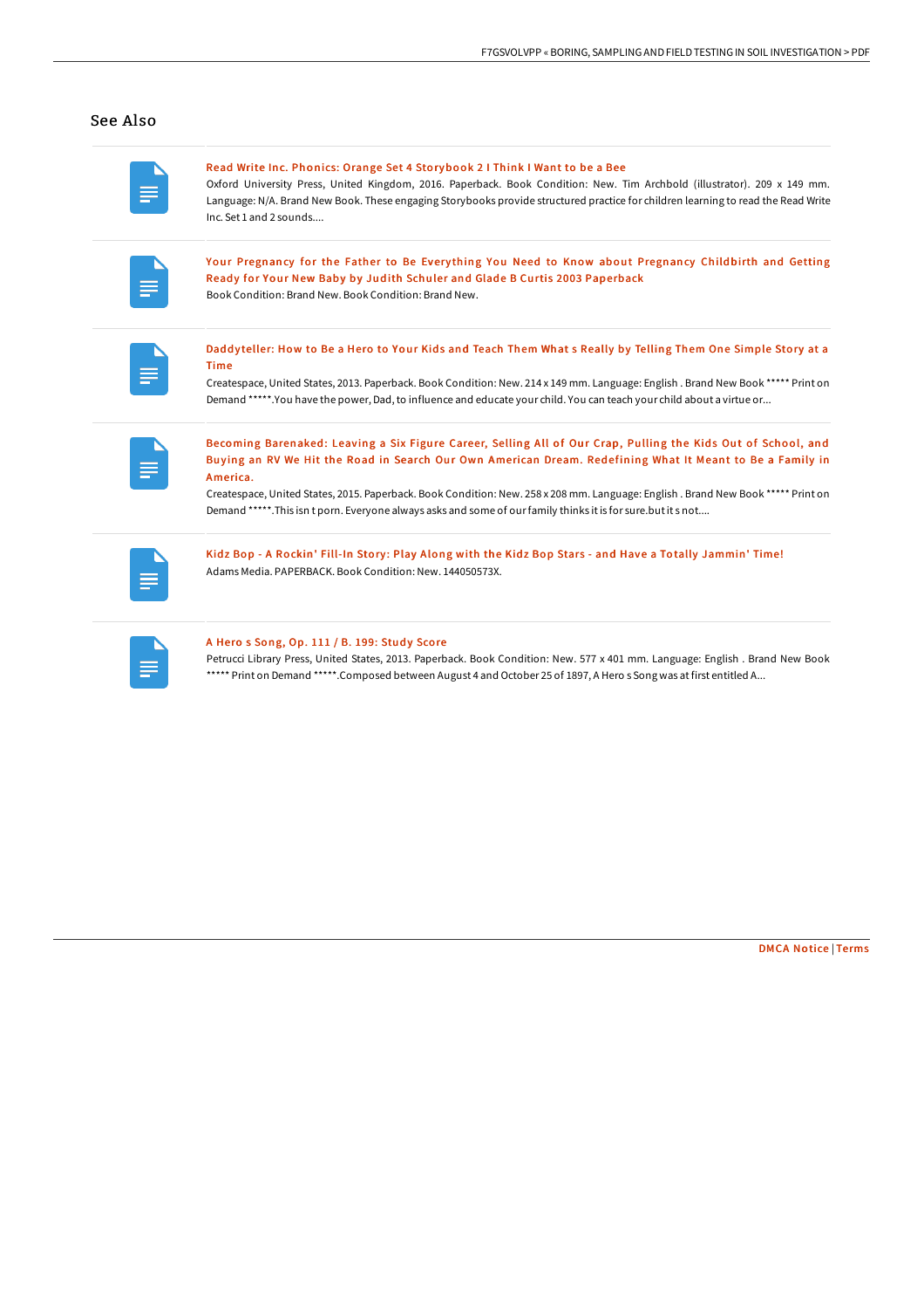## See Also

**Read Write Inc. Phonics: Orange Set 4 Storybook 2 I Think I Want to be a Bee**

Oxford University Press, United Kingdom, 2016. Paperback. Book Condition: New. Tim Archbold (illustrator). 209 x 149 mm. Language: N/A. Brand New Book. These engaging Storybooks provide structured practice for children learning to read the Read Write Inc. Set 1 and 2 sounds....

**Your Pregnancy for the Father to Be Everything You Need to Know about Pregnancy Childbirth and Getting Ready for Your New Baby by Judith Schuler and Glade B Curtis 2003 Paperback**

Book Condition: Brand New. Book Condition: Brand New.

**Daddyteller: How to Be a Hero to Your Kids and Teach Them What s Really by Telling Them One Simple Story at a Time**

Createspace, United States, 2013. Paperback. Book Condition: New. 214 x 149 mm. Language: English . Brand New Book ***** Print on Demand *****.You have the power, Dad, to influence and educate your child. You can teach your child about a virtue or...

**Becoming Barenaked: Leaving a Six Figure Career, Selling All of Our Crap, Pulling the Kids Out of School, and Buying an RV We Hit the Road in Search Our Own American Dream. Redefining What It Meant to Be a Family in America.**

Createspace, United States, 2015. Paperback. Book Condition: New. 258 x 208 mm. Language: English . Brand New Book ***** Print on Demand *****.This isn t porn. Everyone always asks and some of our family thinks it is for sure.but it s not....

**Kidz Bop - A Rockin' Fill-In Story: Play Along with the Kidz Bop Stars - and Have a Totally Jammin' Time!**

Adams Media. PAPERBACK. Book Condition: New. 144050573X.

**A Hero s Song, Op. 111 / B. 199: Study Score**

Petrucci Library Press, United States, 2013. Paperback. Book Condition: New. 577 x 401 mm. Language: English . Brand New Book ***** Print on Demand *****.Composed between August 4 and October 25 of 1897, A Hero s Song was at first entitled A...